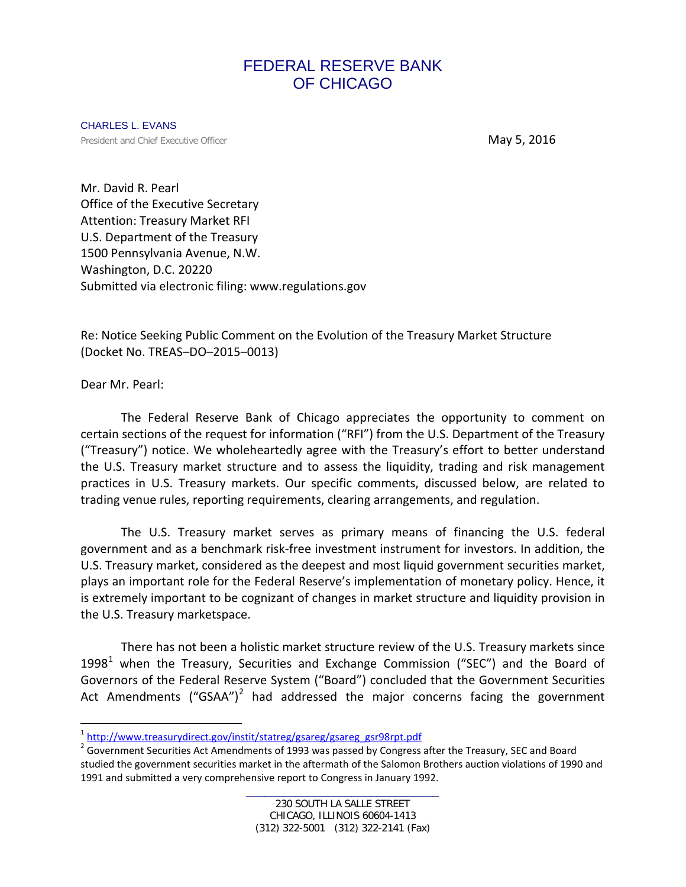# FEDERAL RESERVE BANK OF CHICAGO

CHARLES L. EVANS
President and Chief Executive Officer

May 5, 2016

Mr. David R. Pearl
Office of the Executive Secretary
Attention: Treasury Market RFI
U.S. Department of the Treasury
1500 Pennsylvania Avenue, N.W.
Washington, D.C. 20220
Submitted via electronic filing: www.regulations.gov

Re: Notice Seeking Public Comment on the Evolution of the Treasury Market Structure (Docket No. TREAS–DO–2015–0013)

Dear Mr. Pearl:

The Federal Reserve Bank of Chicago appreciates the opportunity to comment on certain sections of the request for information ("RFI") from the U.S. Department of the Treasury ("Treasury") notice. We wholeheartedly agree with the Treasury's effort to better understand the U.S. Treasury market structure and to assess the liquidity, trading and risk management practices in U.S. Treasury markets. Our specific comments, discussed below, are related to trading venue rules, reporting requirements, clearing arrangements, and regulation.

The U.S. Treasury market serves as primary means of financing the U.S. federal government and as a benchmark risk-free investment instrument for investors. In addition, the U.S. Treasury market, considered as the deepest and most liquid government securities market, plays an important role for the Federal Reserve's implementation of monetary policy. Hence, it is extremely important to be cognizant of changes in market structure and liquidity provision in the U.S. Treasury marketspace.

There has not been a holistic market structure review of the U.S. Treasury markets since 1998[1] when the Treasury, Securities and Exchange Commission ("SEC") and the Board of Governors of the Federal Reserve System ("Board") concluded that the Government Securities Act Amendments ("GSAA")[2] had addressed the major concerns facing the government

[1] http://www.treasurydirect.gov/instit/statreg/gsareg/gsareg_gsr98rpt.pdf

[2] Government Securities Act Amendments of 1993 was passed by Congress after the Treasury, SEC and Board studied the government securities market in the aftermath of the Salomon Brothers auction violations of 1990 and 1991 and submitted a very comprehensive report to Congress in January 1992.

230 SOUTH LA SALLE STREET
CHICAGO, ILLINOIS 60604-1413
(312) 322-5001 (312) 322-2141 (Fax)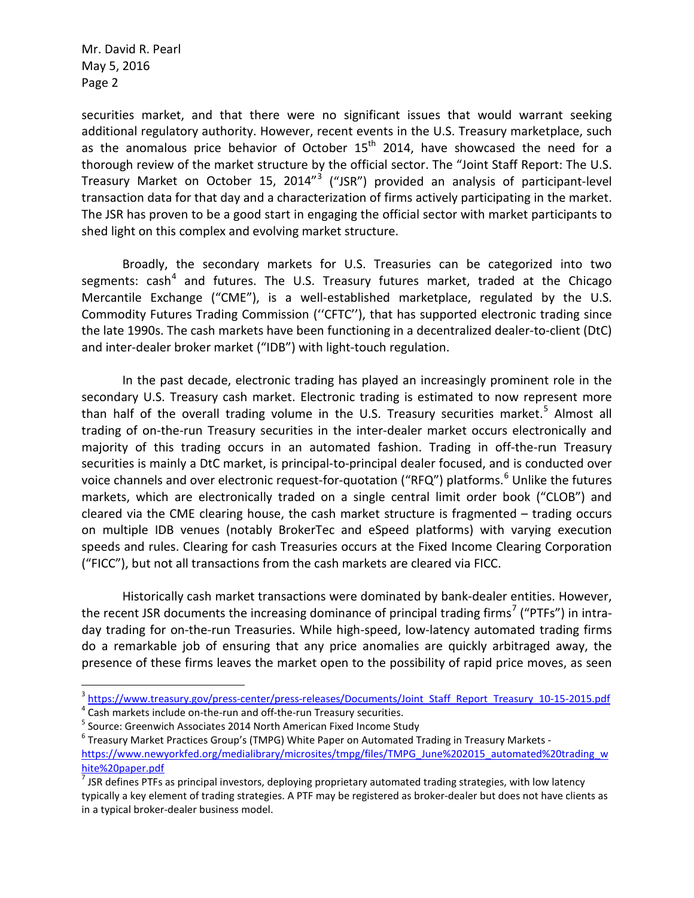securities market, and that there were no significant issues that would warrant seeking additional regulatory authority. However, recent events in the U.S. Treasury marketplace, such as the anomalous price behavior of October 15th 2014, have showcased the need for a thorough review of the market structure by the official sector. The "Joint Staff Report: The U.S. Treasury Market on October 15, 2014"[3] ("JSR") provided an analysis of participant-level transaction data for that day and a characterization of firms actively participating in the market. The JSR has proven to be a good start in engaging the official sector with market participants to shed light on this complex and evolving market structure.

Broadly, the secondary markets for U.S. Treasuries can be categorized into two segments: cash[4] and futures. The U.S. Treasury futures market, traded at the Chicago Mercantile Exchange ("CME"), is a well-established marketplace, regulated by the U.S. Commodity Futures Trading Commission (''CFTC''), that has supported electronic trading since the late 1990s. The cash markets have been functioning in a decentralized dealer-to-client (DtC) and inter-dealer broker market ("IDB") with light-touch regulation.

In the past decade, electronic trading has played an increasingly prominent role in the secondary U.S. Treasury cash market. Electronic trading is estimated to now represent more than half of the overall trading volume in the U.S. Treasury securities market.[5] Almost all trading of on-the-run Treasury securities in the inter-dealer market occurs electronically and majority of this trading occurs in an automated fashion. Trading in off-the-run Treasury securities is mainly a DtC market, is principal-to-principal dealer focused, and is conducted over voice channels and over electronic request-for-quotation ("RFQ") platforms.[6] Unlike the futures markets, which are electronically traded on a single central limit order book ("CLOB") and cleared via the CME clearing house, the cash market structure is fragmented – trading occurs on multiple IDB venues (notably BrokerTec and eSpeed platforms) with varying execution speeds and rules. Clearing for cash Treasuries occurs at the Fixed Income Clearing Corporation ("FICC"), but not all transactions from the cash markets are cleared via FICC.

Historically cash market transactions were dominated by bank-dealer entities. However, the recent JSR documents the increasing dominance of principal trading firms[7] ("PTFs") in intra-day trading for on-the-run Treasuries. While high-speed, low-latency automated trading firms do a remarkable job of ensuring that any price anomalies are quickly arbitraged away, the presence of these firms leaves the market open to the possibility of rapid price moves, as seen

---

[3] https://www.treasury.gov/press-center/press-releases/Documents/Joint_Staff_Report_Treasury_10-15-2015.pdf

[4] Cash markets include on-the-run and off-the-run Treasury securities.

[5] Source: Greenwich Associates 2014 North American Fixed Income Study

[6] Treasury Market Practices Group's (TMPG) White Paper on Automated Trading in Treasury Markets - https://www.newyorkfed.org/medialibrary/microsites/tmpg/files/TMPG_June%202015_automated%20trading_white%20paper.pdf

[7] JSR defines PTFs as principal investors, deploying proprietary automated trading strategies, with low latency typically a key element of trading strategies. A PTF may be registered as broker-dealer but does not have clients as in a typical broker-dealer business model.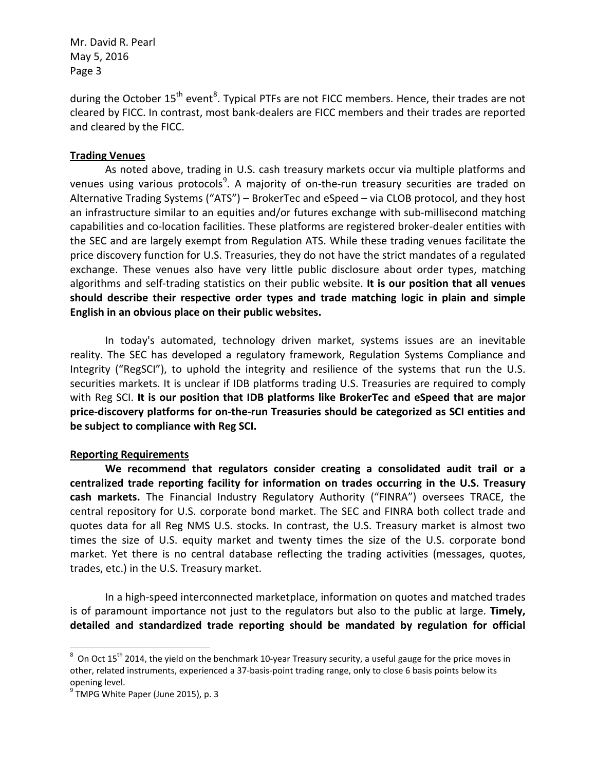during the October 15th event[8]. Typical PTFs are not FICC members. Hence, their trades are not cleared by FICC. In contrast, most bank-dealers are FICC members and their trades are reported and cleared by the FICC.

## Trading Venues

As noted above, trading in U.S. cash treasury markets occur via multiple platforms and venues using various protocols[9]. A majority of on-the-run treasury securities are traded on Alternative Trading Systems ("ATS") – BrokerTec and eSpeed – via CLOB protocol, and they host an infrastructure similar to an equities and/or futures exchange with sub-millisecond matching capabilities and co-location facilities. These platforms are registered broker-dealer entities with the SEC and are largely exempt from Regulation ATS. While these trading venues facilitate the price discovery function for U.S. Treasuries, they do not have the strict mandates of a regulated exchange. These venues also have very little public disclosure about order types, matching algorithms and self-trading statistics on their public website. **It is our position that all venues should describe their respective order types and trade matching logic in plain and simple English in an obvious place on their public websites.**

In today's automated, technology driven market, systems issues are an inevitable reality. The SEC has developed a regulatory framework, Regulation Systems Compliance and Integrity ("RegSCI"), to uphold the integrity and resilience of the systems that run the U.S. securities markets. It is unclear if IDB platforms trading U.S. Treasuries are required to comply with Reg SCI. **It is our position that IDB platforms like BrokerTec and eSpeed that are major price-discovery platforms for on-the-run Treasuries should be categorized as SCI entities and be subject to compliance with Reg SCI.**

## Reporting Requirements

**We recommend that regulators consider creating a consolidated audit trail or a centralized trade reporting facility for information on trades occurring in the U.S. Treasury cash markets.** The Financial Industry Regulatory Authority ("FINRA") oversees TRACE, the central repository for U.S. corporate bond market. The SEC and FINRA both collect trade and quotes data for all Reg NMS U.S. stocks. In contrast, the U.S. Treasury market is almost two times the size of U.S. equity market and twenty times the size of the U.S. corporate bond market. Yet there is no central database reflecting the trading activities (messages, quotes, trades, etc.) in the U.S. Treasury market.

In a high-speed interconnected marketplace, information on quotes and matched trades is of paramount importance not just to the regulators but also to the public at large. **Timely, detailed and standardized trade reporting should be mandated by regulation for official**

---

[8] On Oct 15th 2014, the yield on the benchmark 10-year Treasury security, a useful gauge for the price moves in other, related instruments, experienced a 37-basis-point trading range, only to close 6 basis points below its opening level.

[9] TMPG White Paper (June 2015), p. 3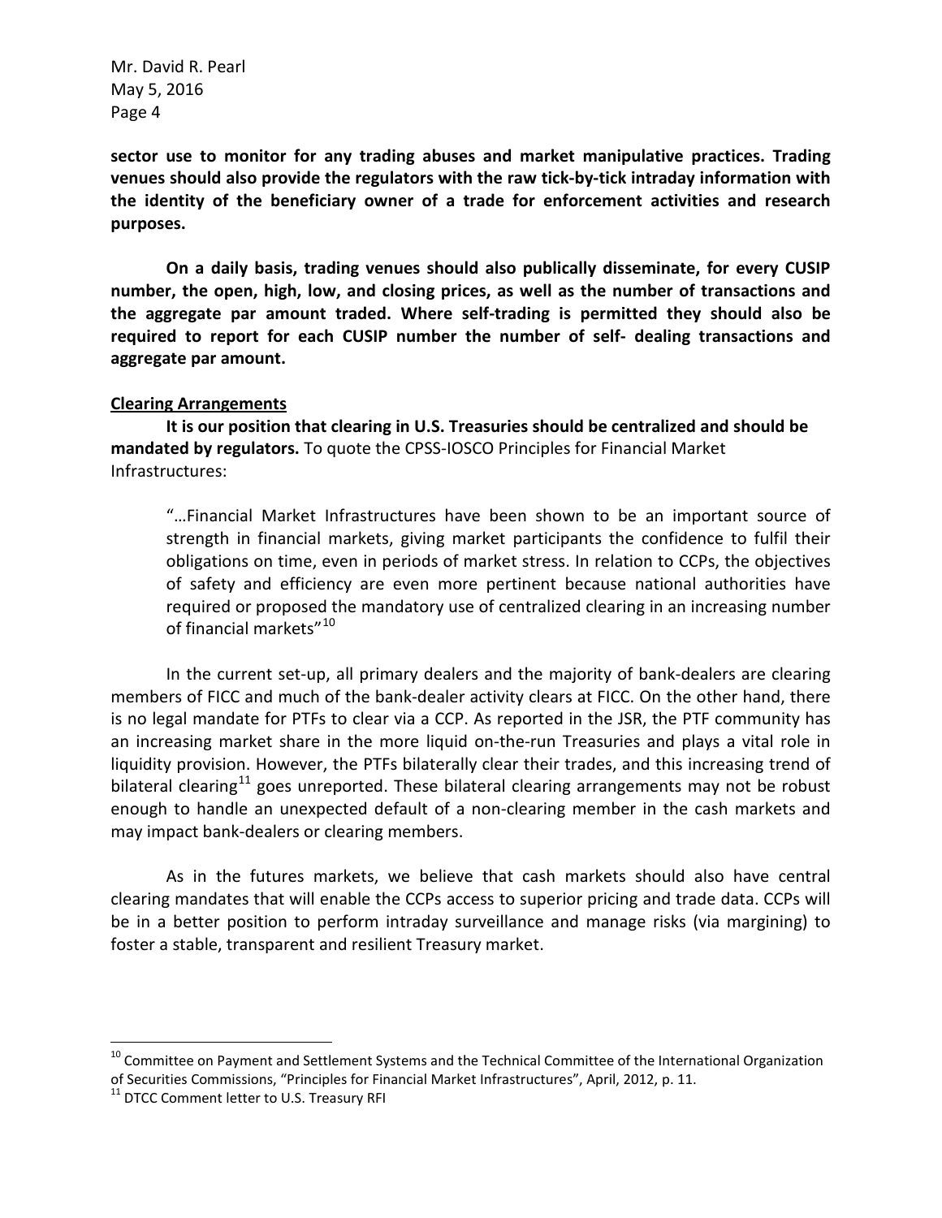**sector use to monitor for any trading abuses and market manipulative practices. Trading venues should also provide the regulators with the raw tick-by-tick intraday information with the identity of the beneficiary owner of a trade for enforcement activities and research purposes.**

**On a daily basis, trading venues should also publically disseminate, for every CUSIP number, the open, high, low, and closing prices, as well as the number of transactions and the aggregate par amount traded. Where self-trading is permitted they should also be required to report for each CUSIP number the number of self- dealing transactions and aggregate par amount.**

**<u>Clearing Arrangements</u>**

**It is our position that clearing in U.S. Treasuries should be centralized and should be mandated by regulators.** To quote the CPSS-IOSCO Principles for Financial Market Infrastructures:

> "…Financial Market Infrastructures have been shown to be an important source of strength in financial markets, giving market participants the confidence to fulfil their obligations on time, even in periods of market stress. In relation to CCPs, the objectives of safety and efficiency are even more pertinent because national authorities have required or proposed the mandatory use of centralized clearing in an increasing number of financial markets"[10]

In the current set-up, all primary dealers and the majority of bank-dealers are clearing members of FICC and much of the bank-dealer activity clears at FICC. On the other hand, there is no legal mandate for PTFs to clear via a CCP. As reported in the JSR, the PTF community has an increasing market share in the more liquid on-the-run Treasuries and plays a vital role in liquidity provision. However, the PTFs bilaterally clear their trades, and this increasing trend of bilateral clearing[11] goes unreported. These bilateral clearing arrangements may not be robust enough to handle an unexpected default of a non-clearing member in the cash markets and may impact bank-dealers or clearing members.

As in the futures markets, we believe that cash markets should also have central clearing mandates that will enable the CCPs access to superior pricing and trade data. CCPs will be in a better position to perform intraday surveillance and manage risks (via margining) to foster a stable, transparent and resilient Treasury market.

---

[10] Committee on Payment and Settlement Systems and the Technical Committee of the International Organization of Securities Commissions, "Principles for Financial Market Infrastructures", April, 2012, p. 11.

[11] DTCC Comment letter to U.S. Treasury RFI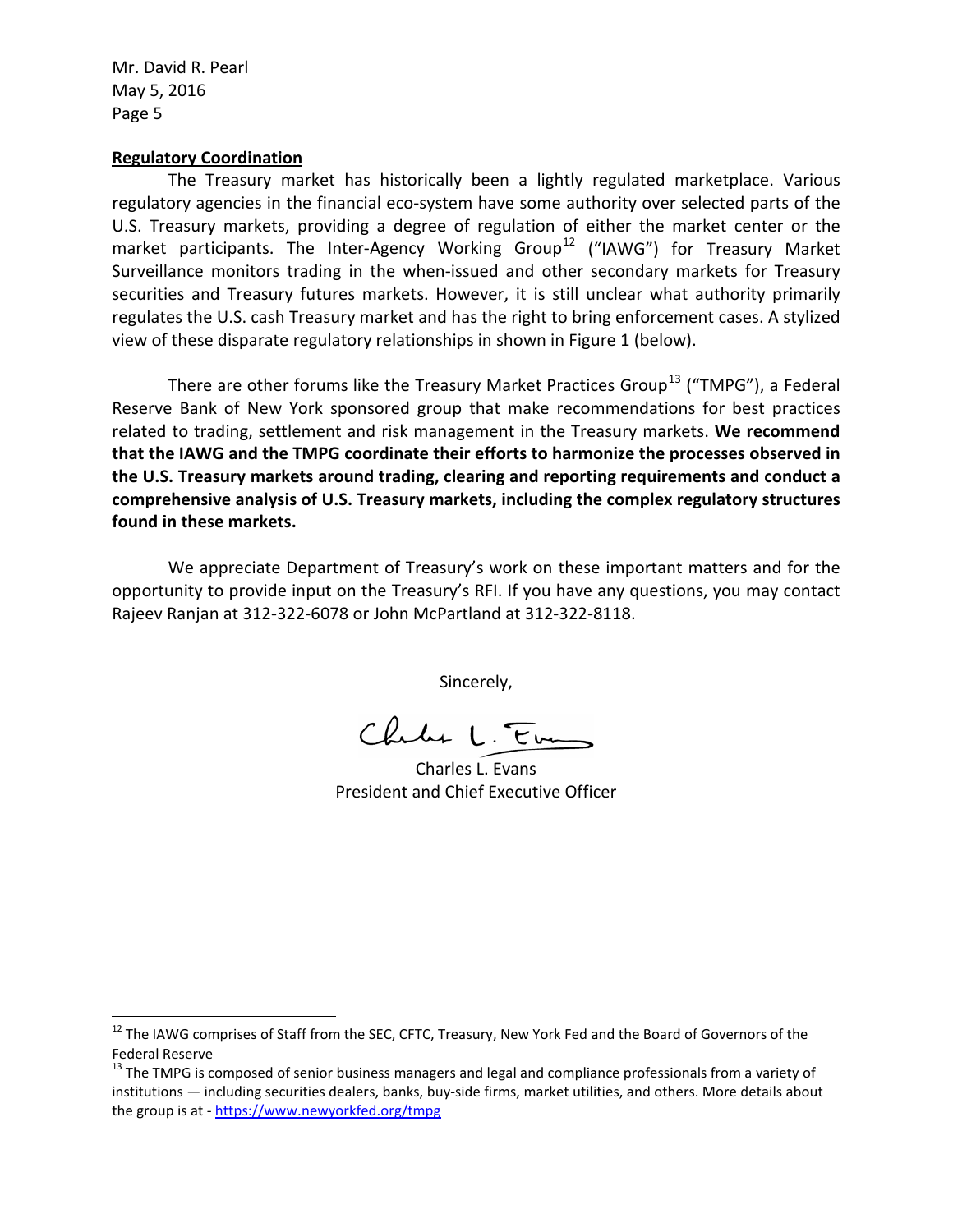Mr. David R. Pearl
May 5, 2016

**Regulatory Coordination**

The Treasury market has historically been a lightly regulated marketplace. Various regulatory agencies in the financial eco-system have some authority over selected parts of the U.S. Treasury markets, providing a degree of regulation of either the market center or the market participants. The Inter-Agency Working Group[12] ("IAWG") for Treasury Market Surveillance monitors trading in the when-issued and other secondary markets for Treasury securities and Treasury futures markets. However, it is still unclear what authority primarily regulates the U.S. cash Treasury market and has the right to bring enforcement cases. A stylized view of these disparate regulatory relationships in shown in Figure 1 (below).

There are other forums like the Treasury Market Practices Group[13] ("TMPG"), a Federal Reserve Bank of New York sponsored group that make recommendations for best practices related to trading, settlement and risk management in the Treasury markets. **We recommend that the IAWG and the TMPG coordinate their efforts to harmonize the processes observed in the U.S. Treasury markets around trading, clearing and reporting requirements and conduct a comprehensive analysis of U.S. Treasury markets, including the complex regulatory structures found in these markets.**

We appreciate Department of Treasury's work on these important matters and for the opportunity to provide input on the Treasury's RFI. If you have any questions, you may contact Rajeev Ranjan at 312-322-6078 or John McPartland at 312-322-8118.

Sincerely,

Charles L. Evans
President and Chief Executive Officer

---

[12] The IAWG comprises of Staff from the SEC, CFTC, Treasury, New York Fed and the Board of Governors of the Federal Reserve

[13] The TMPG is composed of senior business managers and legal and compliance professionals from a variety of institutions — including securities dealers, banks, buy-side firms, market utilities, and others. More details about the group is at - https://www.newyorkfed.org/tmpg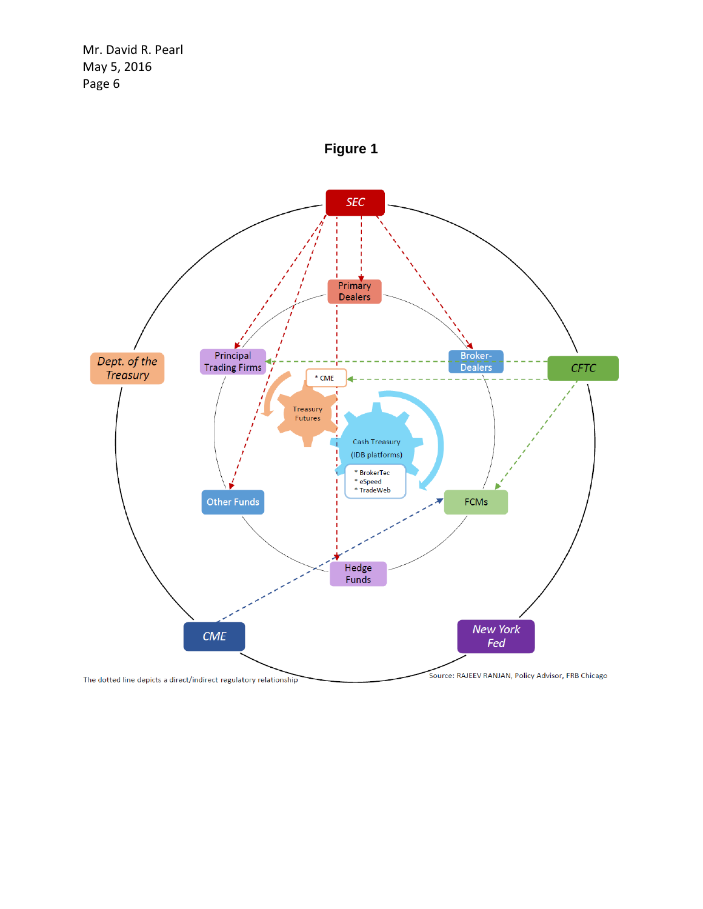## Figure 1

SEC

Primary Dealers

Broker-Dealers

CFTC

Principal Trading Firms

Dept. of the Treasury

* CME

Treasury Futures

Cash Treasury (IDB platforms)

* BrokerTec
* eSpeed
* TradeWeb

Other Funds

FCMs

Hedge Funds

CME

New York Fed

The dotted line depicts a direct/indirect regulatory relationship

Source: RAJEEV RANJAN, Policy Advisor, FRB Chicago